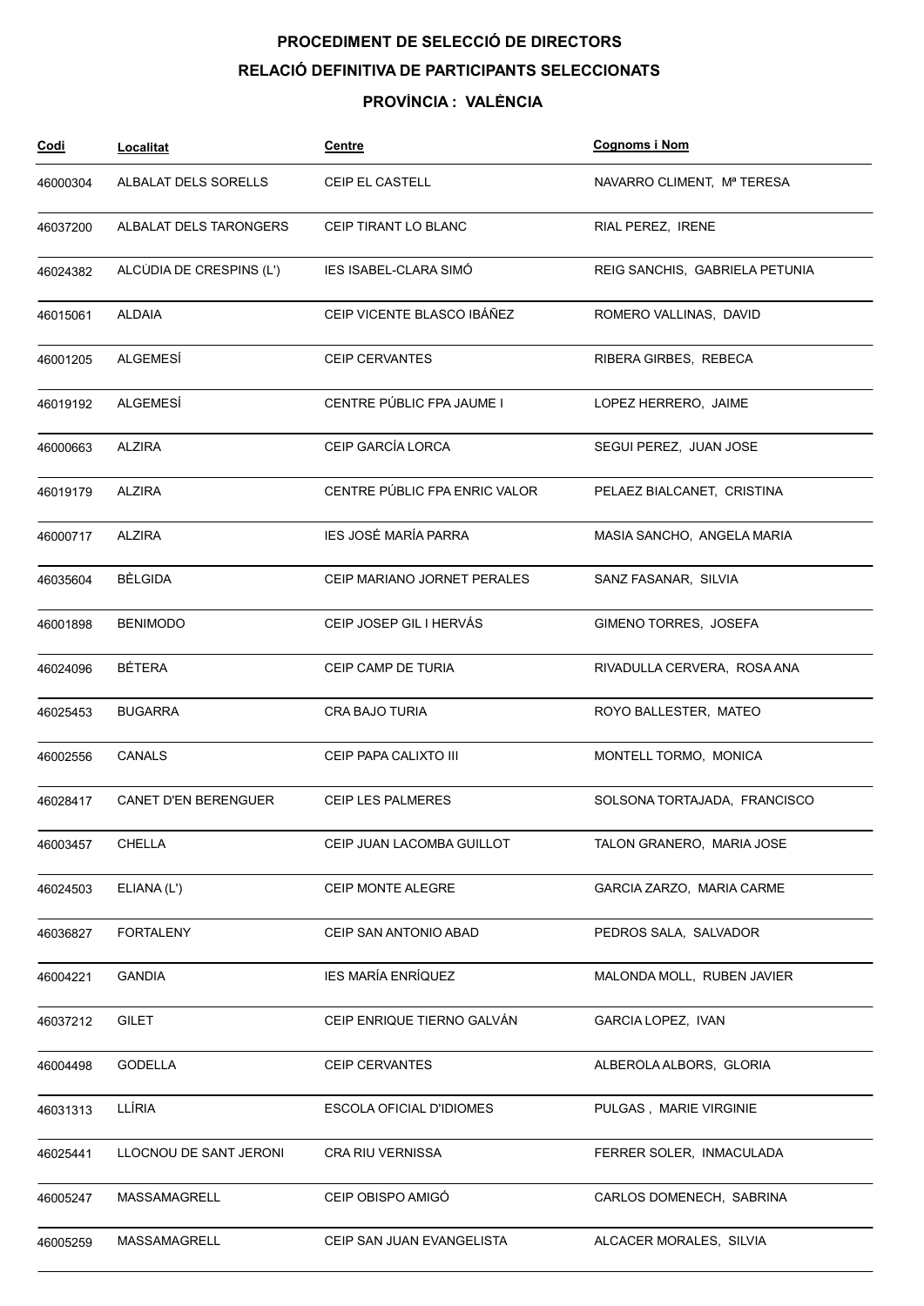# PROCEDIMENT DE SELECCIÓ DE DIRECTORS

## RELACIÓ DEFINITIVA DE PARTICIPANTS SELECCIONATS

### PROVÍNCIA : VALÈNCIA

| Codi | Localitat | Centre | Cognoms i Nom |
|---|---|---|---|
| 46000304 | ALBALAT DELS SORELLS | CEIP EL CASTELL | NAVARRO CLIMENT, Mª TERESA |
| 46037200 | ALBALAT DELS TARONGERS | CEIP TIRANT LO BLANC | RIAL PEREZ, IRENE |
| 46024382 | ALCÚDIA DE CRESPINS (L') | IES ISABEL-CLARA SIMÓ | REIG SANCHIS, GABRIELA PETUNIA |
| 46015061 | ALDAIA | CEIP VICENTE BLASCO IBÁÑEZ | ROMERO VALLINAS, DAVID |
| 46001205 | ALGEMESÍ | CEIP CERVANTES | RIBERA GIRBES, REBECA |
| 46019192 | ALGEMESÍ | CENTRE PÚBLIC FPA JAUME I | LOPEZ HERRERO, JAIME |
| 46000663 | ALZIRA | CEIP GARCÍA LORCA | SEGUI PEREZ, JUAN JOSE |
| 46019179 | ALZIRA | CENTRE PÚBLIC FPA ENRIC VALOR | PELAEZ BIALCANET, CRISTINA |
| 46000717 | ALZIRA | IES JOSÉ MARÍA PARRA | MASIA SANCHO, ANGELA MARIA |
| 46035604 | BÈLGIDA | CEIP MARIANO JORNET PERALES | SANZ FASANAR, SILVIA |
| 46001898 | BENIMODO | CEIP JOSEP GIL I HERVÁS | GIMENO TORRES, JOSEFA |
| 46024096 | BÉTERA | CEIP CAMP DE TURIA | RIVADULLA CERVERA, ROSA ANA |
| 46025453 | BUGARRA | CRA BAJO TURIA | ROYO BALLESTER, MATEO |
| 46002556 | CANALS | CEIP PAPA CALIXTO III | MONTELL TORMO, MONICA |
| 46028417 | CANET D'EN BERENGUER | CEIP LES PALMERES | SOLSONA TORTAJADA, FRANCISCO |
| 46003457 | CHELLA | CEIP JUAN LACOMBA GUILLOT | TALON GRANERO, MARIA JOSE |
| 46024503 | ELIANA (L') | CEIP MONTE ALEGRE | GARCIA ZARZO, MARIA CARME |
| 46036827 | FORTALENY | CEIP SAN ANTONIO ABAD | PEDROS SALA, SALVADOR |
| 46004221 | GANDIA | IES MARÍA ENRÍQUEZ | MALONDA MOLL, RUBEN JAVIER |
| 46037212 | GILET | CEIP ENRIQUE TIERNO GALVÁN | GARCIA LOPEZ, IVAN |
| 46004498 | GODELLA | CEIP CERVANTES | ALBEROLA ALBORS, GLORIA |
| 46031313 | LLÍRIA | ESCOLA OFICIAL D'IDIOMES | PULGAS , MARIE VIRGINIE |
| 46025441 | LLOCNOU DE SANT JERONI | CRA RIU VERNISSA | FERRER SOLER, INMACULADA |
| 46005247 | MASSAMAGRELL | CEIP OBISPO AMIGÓ | CARLOS DOMENECH, SABRINA |
| 46005259 | MASSAMAGRELL | CEIP SAN JUAN EVANGELISTA | ALCACER MORALES, SILVIA |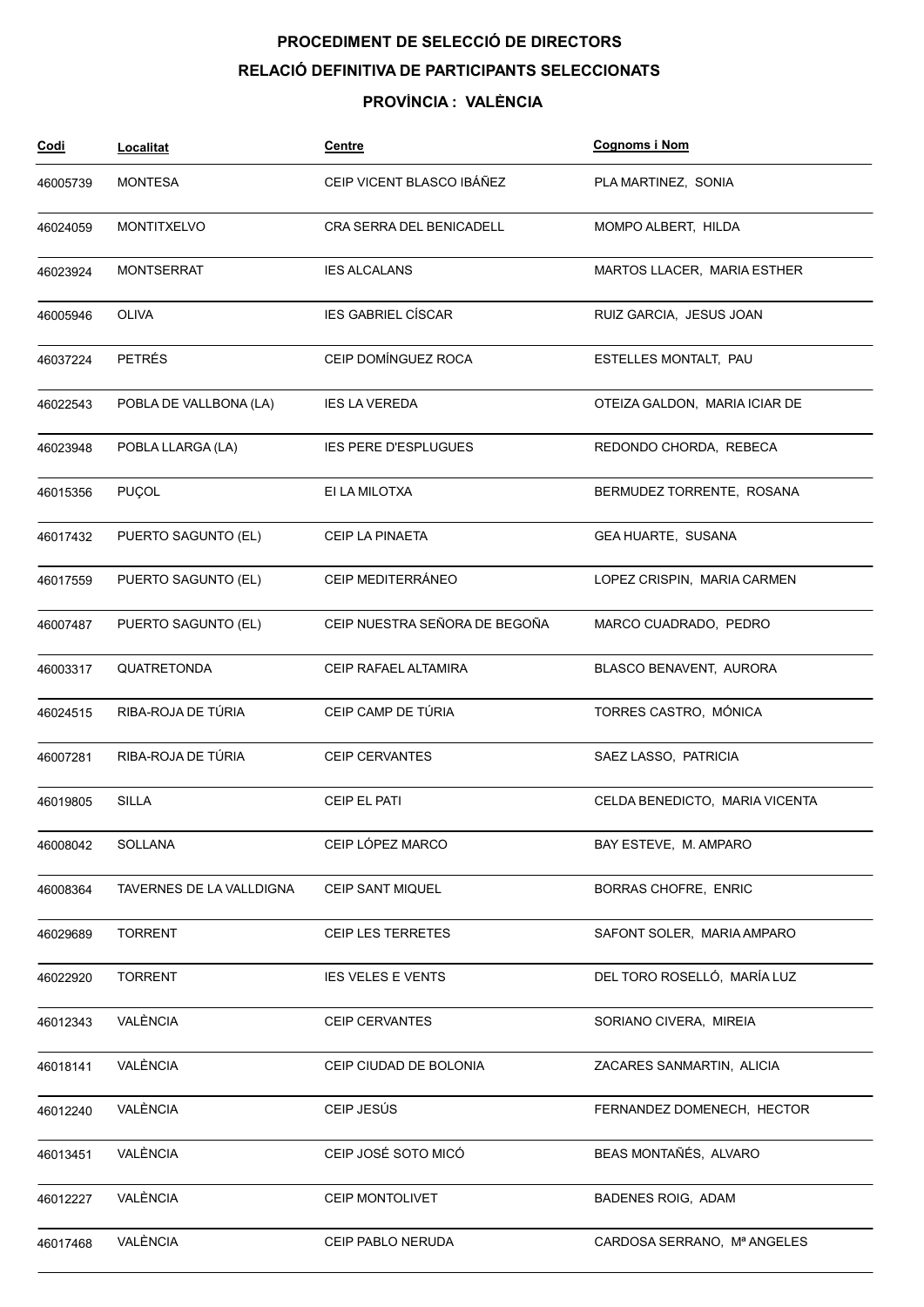# PROCEDIMENT DE SELECCIÓ DE DIRECTORS

## RELACIÓ DEFINITIVA DE PARTICIPANTS SELECCIONATS

### PROVÍNCIA : VALÈNCIA

| Codi | Localitat | Centre | Cognoms i Nom |
|---|---|---|---|
| 46005739 | MONTESA | CEIP VICENT BLASCO IBÁÑEZ | PLA MARTINEZ, SONIA |
| 46024059 | MONTITXELVO | CRA SERRA DEL BENICADELL | MOMPO ALBERT, HILDA |
| 46023924 | MONTSERRAT | IES ALCALANS | MARTOS LLACER, MARIA ESTHER |
| 46005946 | OLIVA | IES GABRIEL CÍSCAR | RUIZ GARCIA, JESUS JOAN |
| 46037224 | PETRÉS | CEIP DOMÍNGUEZ ROCA | ESTELLES MONTALT, PAU |
| 46022543 | POBLA DE VALLBONA (LA) | IES LA VEREDA | OTEIZA GALDON, MARIA ICIAR DE |
| 46023948 | POBLA LLARGA (LA) | IES PERE D'ESPLUGUES | REDONDO CHORDA, REBECA |
| 46015356 | PUÇOL | EI LA MILOTXA | BERMUDEZ TORRENTE, ROSANA |
| 46017432 | PUERTO SAGUNTO (EL) | CEIP LA PINAETA | GEA HUARTE, SUSANA |
| 46017559 | PUERTO SAGUNTO (EL) | CEIP MEDITERRÁNEO | LOPEZ CRISPIN, MARIA CARMEN |
| 46007487 | PUERTO SAGUNTO (EL) | CEIP NUESTRA SEÑORA DE BEGOÑA | MARCO CUADRADO, PEDRO |
| 46003317 | QUATRETONDA | CEIP RAFAEL ALTAMIRA | BLASCO BENAVENT, AURORA |
| 46024515 | RIBA-ROJA DE TÚRIA | CEIP CAMP DE TÚRIA | TORRES CASTRO, MÓNICA |
| 46007281 | RIBA-ROJA DE TÚRIA | CEIP CERVANTES | SAEZ LASSO, PATRICIA |
| 46019805 | SILLA | CEIP EL PATI | CELDA BENEDICTO, MARIA VICENTA |
| 46008042 | SOLLANA | CEIP LÓPEZ MARCO | BAY ESTEVE, M. AMPARO |
| 46008364 | TAVERNES DE LA VALLDIGNA | CEIP SANT MIQUEL | BORRAS CHOFRE, ENRIC |
| 46029689 | TORRENT | CEIP LES TERRETES | SAFONT SOLER, MARIA AMPARO |
| 46022920 | TORRENT | IES VELES E VENTS | DEL TORO ROSELLÓ, MARÍA LUZ |
| 46012343 | VALÈNCIA | CEIP CERVANTES | SORIANO CIVERA, MIREIA |
| 46018141 | VALÈNCIA | CEIP CIUDAD DE BOLONIA | ZACARES SANMARTIN, ALICIA |
| 46012240 | VALÈNCIA | CEIP JESÚS | FERNANDEZ DOMENECH, HECTOR |
| 46013451 | VALÈNCIA | CEIP JOSÉ SOTO MICÓ | BEAS MONTAÑÉS, ALVARO |
| 46012227 | VALÈNCIA | CEIP MONTOLIVET | BADENES ROIG, ADAM |
| 46017468 | VALÈNCIA | CEIP PABLO NERUDA | CARDOSA SERRANO, Mª ANGELES |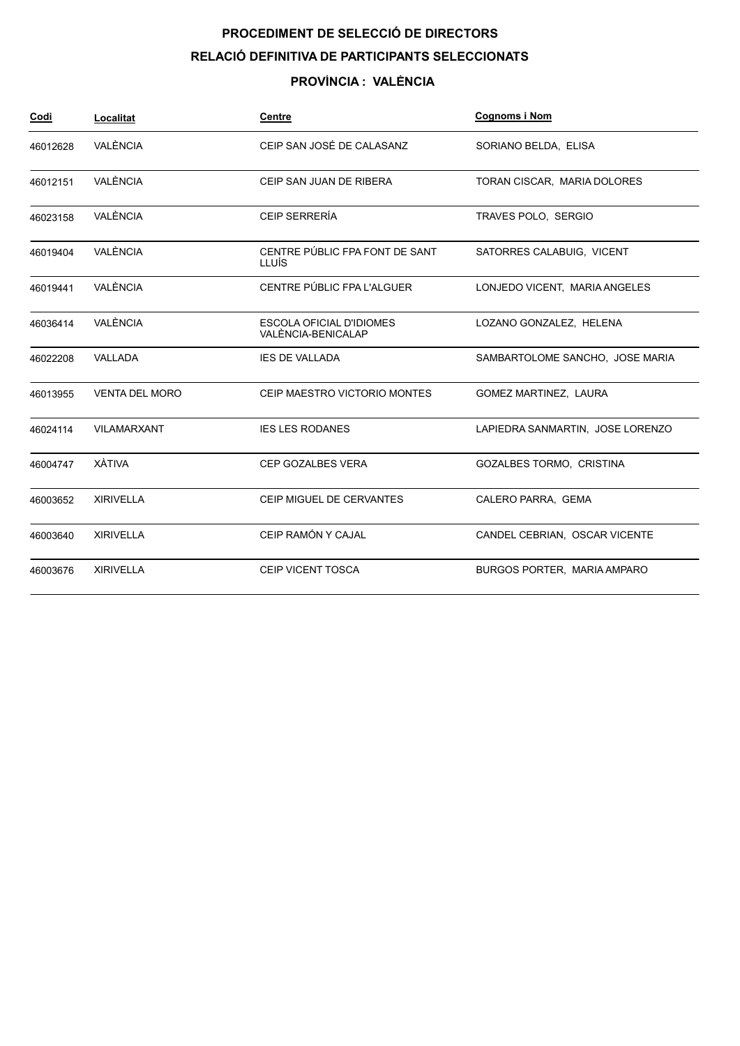# PROCEDIMENT DE SELECCIÓ DE DIRECTORS

## RELACIÓ DEFINITIVA DE PARTICIPANTS SELECCIONATS

### PROVÍNCIA : VALÈNCIA

| Codi | Localitat | Centre | Cognoms i Nom |
|---|---|---|---|
| 46012628 | VALÈNCIA | CEIP SAN JOSÉ DE CALASANZ | SORIANO BELDA, ELISA |
| 46012151 | VALÈNCIA | CEIP SAN JUAN DE RIBERA | TORAN CISCAR, MARIA DOLORES |
| 46023158 | VALÈNCIA | CEIP SERRERÍA | TRAVES POLO, SERGIO |
| 46019404 | VALÈNCIA | CENTRE PÚBLIC FPA FONT DE SANT LLUÍS | SATORRES CALABUIG, VICENT |
| 46019441 | VALÈNCIA | CENTRE PÚBLIC FPA L'ALGUER | LONJEDO VICENT, MARIA ANGELES |
| 46036414 | VALÈNCIA | ESCOLA OFICIAL D'IDIOMES VALÈNCIA-BENICALAP | LOZANO GONZALEZ, HELENA |
| 46022208 | VALLADA | IES DE VALLADA | SAMBARTOLOME SANCHO, JOSE MARIA |
| 46013955 | VENTA DEL MORO | CEIP MAESTRO VICTORIO MONTES | GOMEZ MARTINEZ, LAURA |
| 46024114 | VILAMARXANT | IES LES RODANES | LAPIEDRA SANMARTIN, JOSE LORENZO |
| 46004747 | XÀTIVA | CEP GOZALBES VERA | GOZALBES TORMO, CRISTINA |
| 46003652 | XIRIVELLA | CEIP MIGUEL DE CERVANTES | CALERO PARRA, GEMA |
| 46003640 | XIRIVELLA | CEIP RAMÓN Y CAJAL | CANDEL CEBRIAN, OSCAR VICENTE |
| 46003676 | XIRIVELLA | CEIP VICENT TOSCA | BURGOS PORTER, MARIA AMPARO |